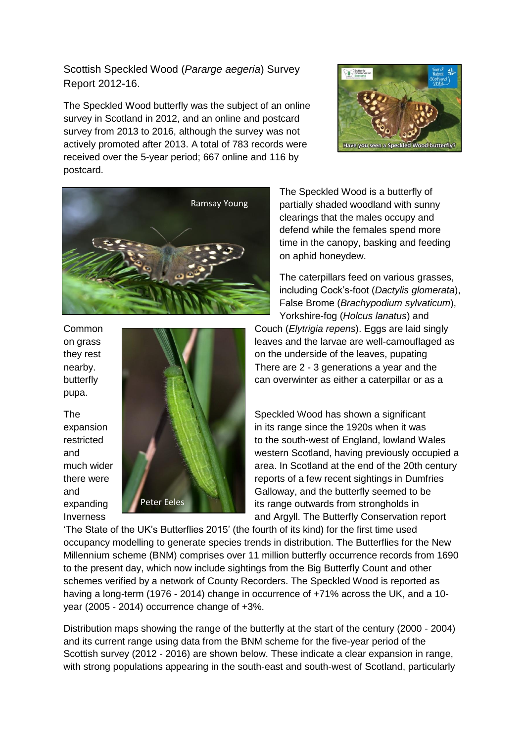Scottish Speckled Wood (*Pararge aegeria*) Survey Report 2012-16.

The Speckled Wood butterfly was the subject of an online survey in Scotland in 2012, and an online and postcard survey from 2013 to 2016, although the survey was not actively promoted after 2013. A total of 783 records were received over the 5-year period; 667 online and 116 by postcard.

The Speckled Wood is a butterfly of partially shaded woodland with sunny clearings that the males occupy and defend while the females spend more time in the canopy, basking and feeding on aphid honeydew.

The caterpillars feed on various grasses, including Cock's-foot (*Dactylis glomerata*), False Brome (*Brachypodium sylvaticum*), Yorkshire-fog (*Holcus lanatus*) and Common Couch (*Elytrigia repens*). Eggs are laid singly on grass leaves and the larvae are well-camouflaged as they rest on the underside of the leaves, pupating nearby. There are 2 - 3 generations a year and the butterfly can overwinter as either a caterpillar or as a pupa.

The Speckled Wood has shown a significant expansion in its range since the 1920s when it was restricted to the south-west of England, lowland Wales and western Scotland, having previously occupied a much wider area. In Scotland at the end of the 20th century there were reports of a few recent sightings in Dumfries and Galloway, and the butterfly seemed to be expanding its range outwards from strongholds in Inverness and Argyll. The Butterfly Conservation report 'The State of the UK's Butterflies 2015' (the fourth of its kind) for the first time used occupancy modelling to generate species trends in distribution. The Butterflies for the New Millennium scheme (BNM) comprises over 11 million butterfly occurrence records from 1690 to the present day, which now include sightings from the Big Butterfly Count and other schemes verified by a network of County Recorders. The Speckled Wood is reported as having a long-term (1976 - 2014) change in occurrence of +71% across the UK, and a 10-year (2005 - 2014) occurrence change of +3%.

Distribution maps showing the range of the butterfly at the start of the century (2000 - 2004) and its current range using data from the BNM scheme for the five-year period of the Scottish survey (2012 - 2016) are shown below. These indicate a clear expansion in range, with strong populations appearing in the south-east and south-west of Scotland, particularly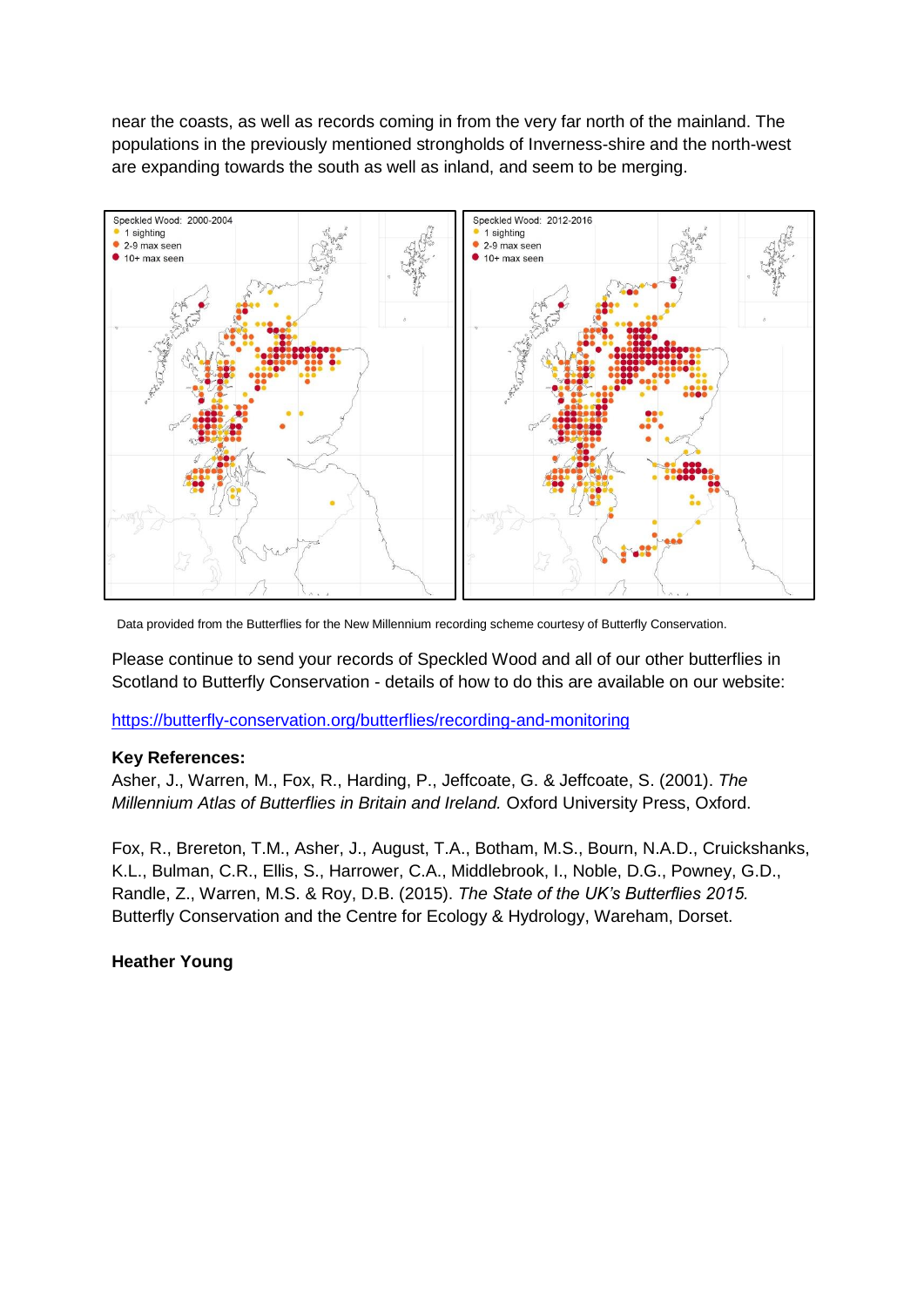near the coasts, as well as records coming in from the very far north of the mainland. The populations in the previously mentioned strongholds of Inverness-shire and the north-west are expanding towards the south as well as inland, and seem to be merging.

Speckled Wood: 2000-2004
1 sighting
2-9 max seen
10+ max seen

Speckled Wood: 2012-2016
1 sighting
2-9 max seen
10+ max seen

Data provided from the Butterflies for the New Millennium recording scheme courtesy of Butterfly Conservation.

Please continue to send your records of Speckled Wood and all of our other butterflies in Scotland to Butterfly Conservation - details of how to do this are available on our website:

https://butterfly-conservation.org/butterflies/recording-and-monitoring

**Key References:**

Asher, J., Warren, M., Fox, R., Harding, P., Jeffcoate, G. & Jeffcoate, S. (2001). *The Millennium Atlas of Butterflies in Britain and Ireland.* Oxford University Press, Oxford.

Fox, R., Brereton, T.M., Asher, J., August, T.A., Botham, M.S., Bourn, N.A.D., Cruickshanks, K.L., Bulman, C.R., Ellis, S., Harrower, C.A., Middlebrook, I., Noble, D.G., Powney, G.D., Randle, Z., Warren, M.S. & Roy, D.B. (2015). *The State of the UK's Butterflies 2015.* Butterfly Conservation and the Centre for Ecology & Hydrology, Wareham, Dorset.

**Heather Young**